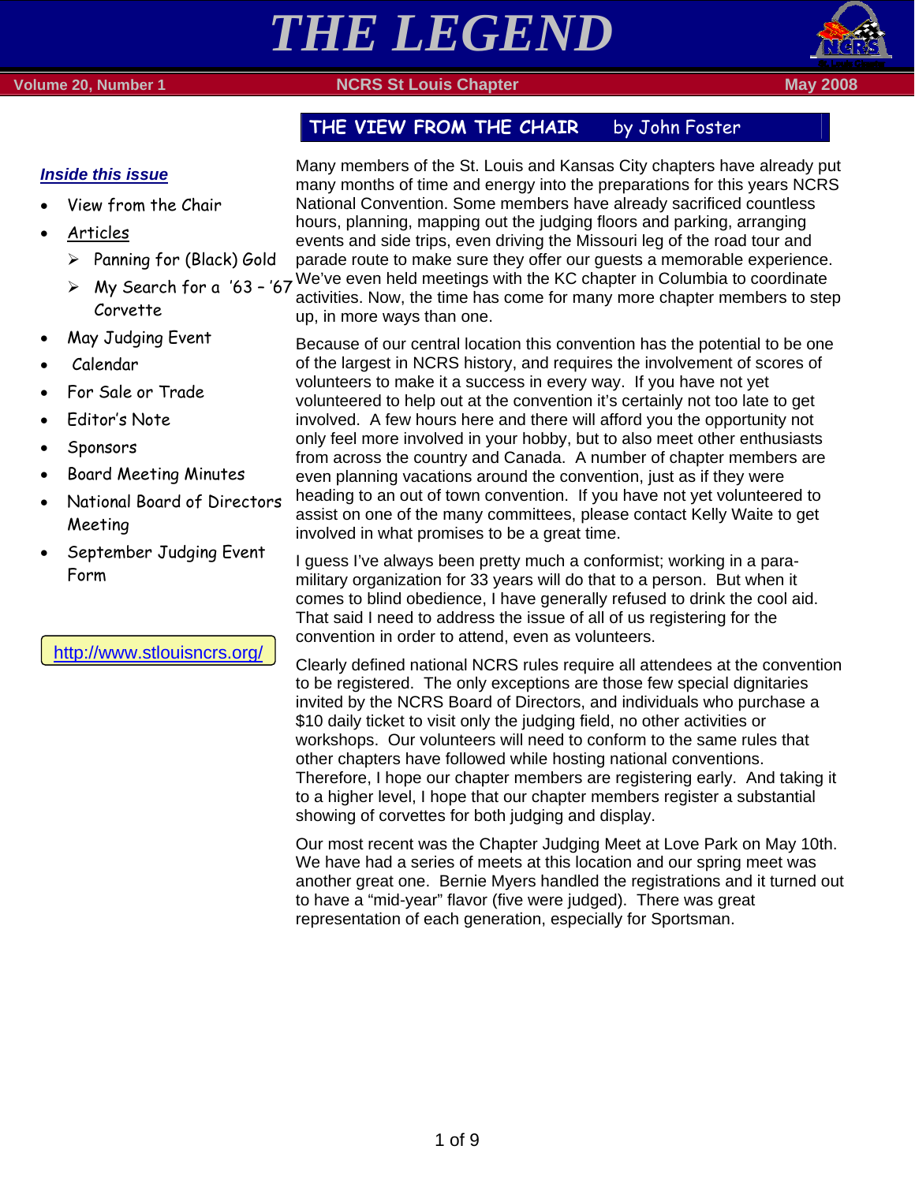# THE LEGEND

Volume 20, Number 1 | NCRS St Louis Chapter | May 2008

***Inside this issue***

- View from the Chair
- Articles
  - Panning for (Black) Gold
  - My Search for a '63 – '67 Corvette
- May Judging Event
- Calendar
- For Sale or Trade
- Editor's Note
- Sponsors
- Board Meeting Minutes
- National Board of Directors Meeting
- September Judging Event Form

http://www.stlouisncrs.org/

## THE VIEW FROM THE CHAIR by John Foster

Many members of the St. Louis and Kansas City chapters have already put many months of time and energy into the preparations for this years NCRS National Convention. Some members have already sacrificed countless hours, planning, mapping out the judging floors and parking, arranging events and side trips, even driving the Missouri leg of the road tour and parade route to make sure they offer our guests a memorable experience. We've even held meetings with the KC chapter in Columbia to coordinate activities. Now, the time has come for many more chapter members to step up, in more ways than one.

Because of our central location this convention has the potential to be one of the largest in NCRS history, and requires the involvement of scores of volunteers to make it a success in every way. If you have not yet volunteered to help out at the convention it's certainly not too late to get involved. A few hours here and there will afford you the opportunity not only feel more involved in your hobby, but to also meet other enthusiasts from across the country and Canada. A number of chapter members are even planning vacations around the convention, just as if they were heading to an out of town convention. If you have not yet volunteered to assist on one of the many committees, please contact Kelly Waite to get involved in what promises to be a great time.

I guess I've always been pretty much a conformist; working in a para-military organization for 33 years will do that to a person. But when it comes to blind obedience, I have generally refused to drink the cool aid. That said I need to address the issue of all of us registering for the convention in order to attend, even as volunteers.

Clearly defined national NCRS rules require all attendees at the convention to be registered. The only exceptions are those few special dignitaries invited by the NCRS Board of Directors, and individuals who purchase a $10 daily ticket to visit only the judging field, no other activities or workshops. Our volunteers will need to conform to the same rules that other chapters have followed while hosting national conventions. Therefore, I hope our chapter members are registering early. And taking it to a higher level, I hope that our chapter members register a substantial showing of corvettes for both judging and display.

Our most recent was the Chapter Judging Meet at Love Park on May 10th. We have had a series of meets at this location and our spring meet was another great one. Bernie Myers handled the registrations and it turned out to have a "mid-year" flavor (five were judged). There was great representation of each generation, especially for Sportsman.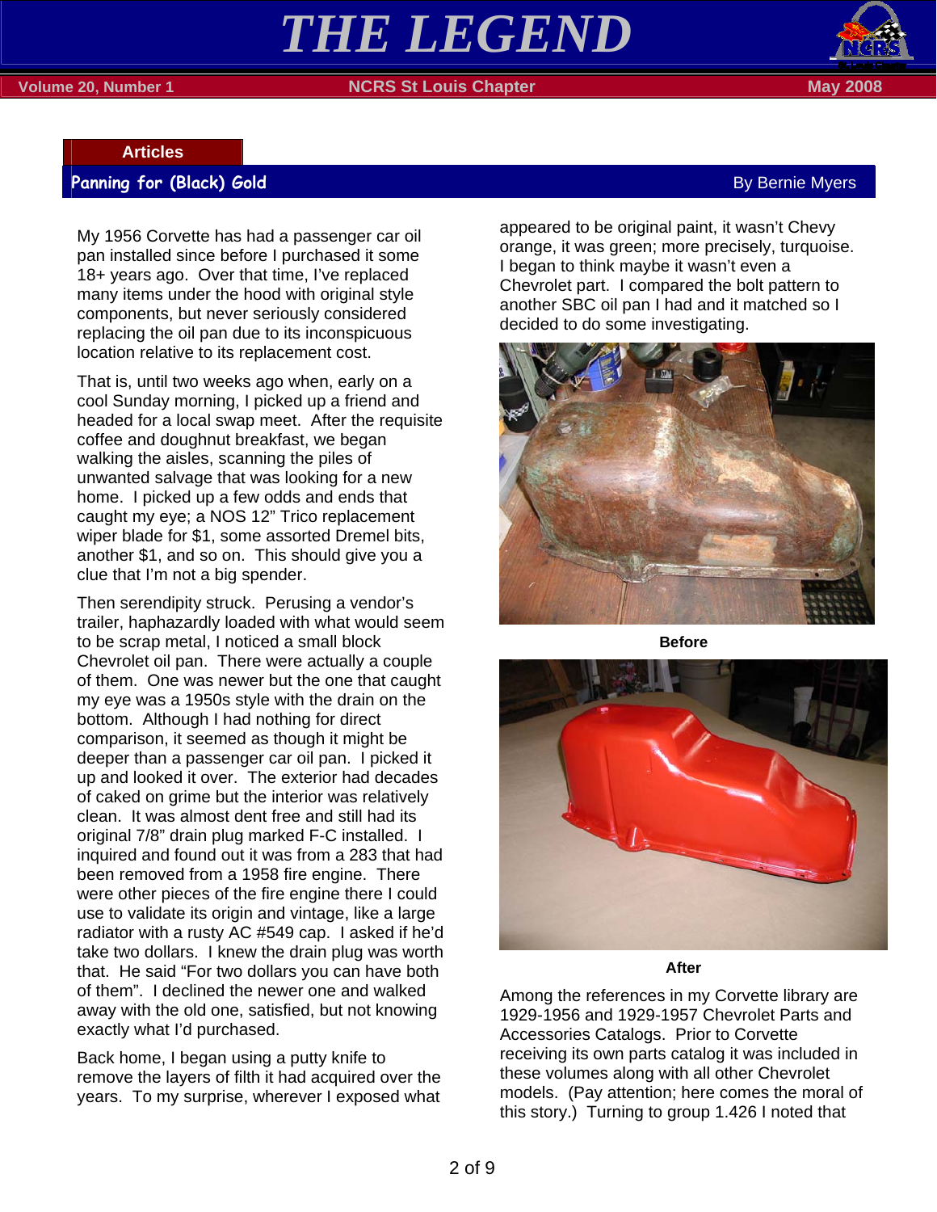## Articles

### Panning for (Black) Gold

By Bernie Myers

My 1956 Corvette has had a passenger car oil pan installed since before I purchased it some 18+ years ago. Over that time, I've replaced many items under the hood with original style components, but never seriously considered replacing the oil pan due to its inconspicuous location relative to its replacement cost.

That is, until two weeks ago when, early on a cool Sunday morning, I picked up a friend and headed for a local swap meet. After the requisite coffee and doughnut breakfast, we began walking the aisles, scanning the piles of unwanted salvage that was looking for a new home. I picked up a few odds and ends that caught my eye; a NOS 12" Trico replacement wiper blade for $1, some assorted Dremel bits, another $1, and so on. This should give you a clue that I'm not a big spender.

Then serendipity struck. Perusing a vendor's trailer, haphazardly loaded with what would seem to be scrap metal, I noticed a small block Chevrolet oil pan. There were actually a couple of them. One was newer but the one that caught my eye was a 1950s style with the drain on the bottom. Although I had nothing for direct comparison, it seemed as though it might be deeper than a passenger car oil pan. I picked it up and looked it over. The exterior had decades of caked on grime but the interior was relatively clean. It was almost dent free and still had its original 7/8" drain plug marked F-C installed. I inquired and found out it was from a 283 that had been removed from a 1958 fire engine. There were other pieces of the fire engine there I could use to validate its origin and vintage, like a large radiator with a rusty AC #549 cap. I asked if he'd take two dollars. I knew the drain plug was worth that. He said "For two dollars you can have both of them". I declined the newer one and walked away with the old one, satisfied, but not knowing exactly what I'd purchased.

Back home, I began using a putty knife to remove the layers of filth it had acquired over the years. To my surprise, wherever I exposed what appeared to be original paint, it wasn't Chevy orange, it was green; more precisely, turquoise. I began to think maybe it wasn't even a Chevrolet part. I compared the bolt pattern to another SBC oil pan I had and it matched so I decided to do some investigating.

**Before**

**After**

Among the references in my Corvette library are 1929-1956 and 1929-1957 Chevrolet Parts and Accessories Catalogs. Prior to Corvette receiving its own parts catalog it was included in these volumes along with all other Chevrolet models. (Pay attention; here comes the moral of this story.) Turning to group 1.426 I noted that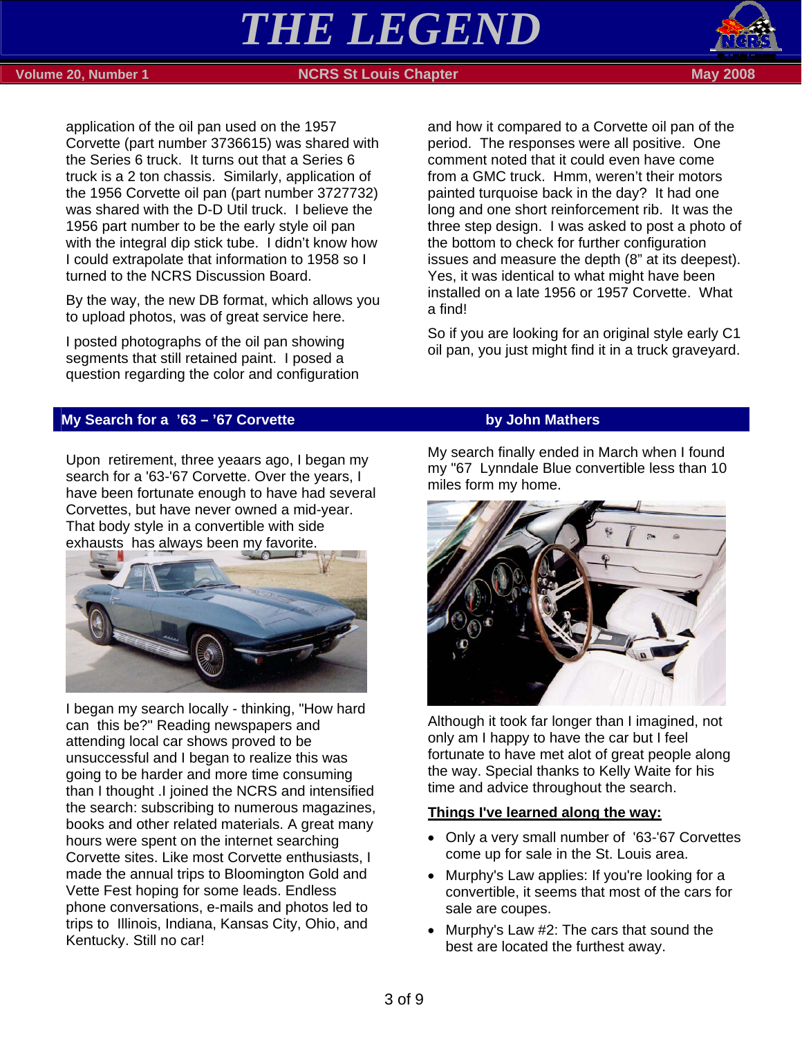application of the oil pan used on the 1957 Corvette (part number 3736615) was shared with the Series 6 truck. It turns out that a Series 6 truck is a 2 ton chassis. Similarly, application of the 1956 Corvette oil pan (part number 3727732) was shared with the D-D Util truck. I believe the 1956 part number to be the early style oil pan with the integral dip stick tube. I didn't know how I could extrapolate that information to 1958 so I turned to the NCRS Discussion Board.

By the way, the new DB format, which allows you to upload photos, was of great service here.

I posted photographs of the oil pan showing segments that still retained paint. I posed a question regarding the color and configuration and how it compared to a Corvette oil pan of the period. The responses were all positive. One comment noted that it could even have come from a GMC truck. Hmm, weren't their motors painted turquoise back in the day? It had one long and one short reinforcement rib. It was the three step design. I was asked to post a photo of the bottom to check for further configuration issues and measure the depth (8" at its deepest). Yes, it was identical to what might have been installed on a late 1956 or 1957 Corvette. What a find!

So if you are looking for an original style early C1 oil pan, you just might find it in a truck graveyard.

## My Search for a '63 – '67 Corvette — by John Mathers

Upon retirement, three yeaars ago, I began my search for a '63-'67 Corvette. Over the years, I have been fortunate enough to have had several Corvettes, but have never owned a mid-year. That body style in a convertible with side exhausts has always been my favorite.

I began my search locally - thinking, "How hard can this be?" Reading newspapers and attending local car shows proved to be unsuccessful and I began to realize this was going to be harder and more time consuming than I thought .I joined the NCRS and intensified the search: subscribing to numerous magazines, books and other related materials. A great many hours were spent on the internet searching Corvette sites. Like most Corvette enthusiasts, I made the annual trips to Bloomington Gold and Vette Fest hoping for some leads. Endless phone conversations, e-mails and photos led to trips to Illinois, Indiana, Kansas City, Ohio, and Kentucky. Still no car!

My search finally ended in March when I found my "67 Lynndale Blue convertible less than 10 miles form my home.

Although it took far longer than I imagined, not only am I happy to have the car but I feel fortunate to have met alot of great people along the way. Special thanks to Kelly Waite for his time and advice throughout the search.

**Things I've learned along the way:**

- Only a very small number of '63-'67 Corvettes come up for sale in the St. Louis area.
- Murphy's Law applies: If you're looking for a convertible, it seems that most of the cars for sale are coupes.
- Murphy's Law #2: The cars that sound the best are located the furthest away.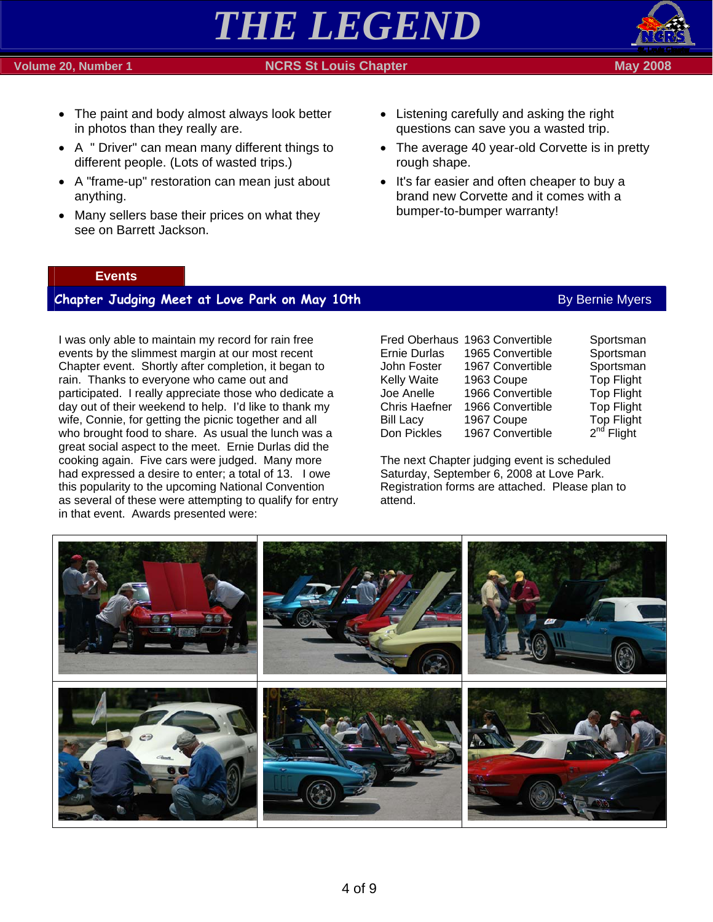- The paint and body almost always look better in photos than they really are.
- A " Driver" can mean many different things to different people. (Lots of wasted trips.)
- A "frame-up" restoration can mean just about anything.
- Many sellers base their prices on what they see on Barrett Jackson.
- Listening carefully and asking the right questions can save you a wasted trip.
- The average 40 year-old Corvette is in pretty rough shape.
- It's far easier and often cheaper to buy a brand new Corvette and it comes with a bumper-to-bumper warranty!

## Events

### Chapter Judging Meet at Love Park on May 10th

By Bernie Myers

I was only able to maintain my record for rain free events by the slimmest margin at our most recent Chapter event. Shortly after completion, it began to rain. Thanks to everyone who came out and participated. I really appreciate those who dedicate a day out of their weekend to help. I'd like to thank my wife, Connie, for getting the picnic together and all who brought food to share. As usual the lunch was a great social aspect to the meet. Ernie Durlas did the cooking again. Five cars were judged. Many more had expressed a desire to enter; a total of 13. I owe this popularity to the upcoming National Convention as several of these were attempting to qualify for entry in that event. Awards presented were:

| | | |
|---|---|---|
| Fred Oberhaus | 1963 Convertible | Sportsman |
| Ernie Durlas | 1965 Convertible | Sportsman |
| John Foster | 1967 Convertible | Sportsman |
| Kelly Waite | 1963 Coupe | Top Flight |
| Joe Anelle | 1966 Convertible | Top Flight |
| Chris Haefner | 1966 Convertible | Top Flight |
| Bill Lacy | 1967 Coupe | Top Flight |
| Don Pickles | 1967 Convertible | 2nd Flight |

The next Chapter judging event is scheduled Saturday, September 6, 2008 at Love Park. Registration forms are attached. Please plan to attend.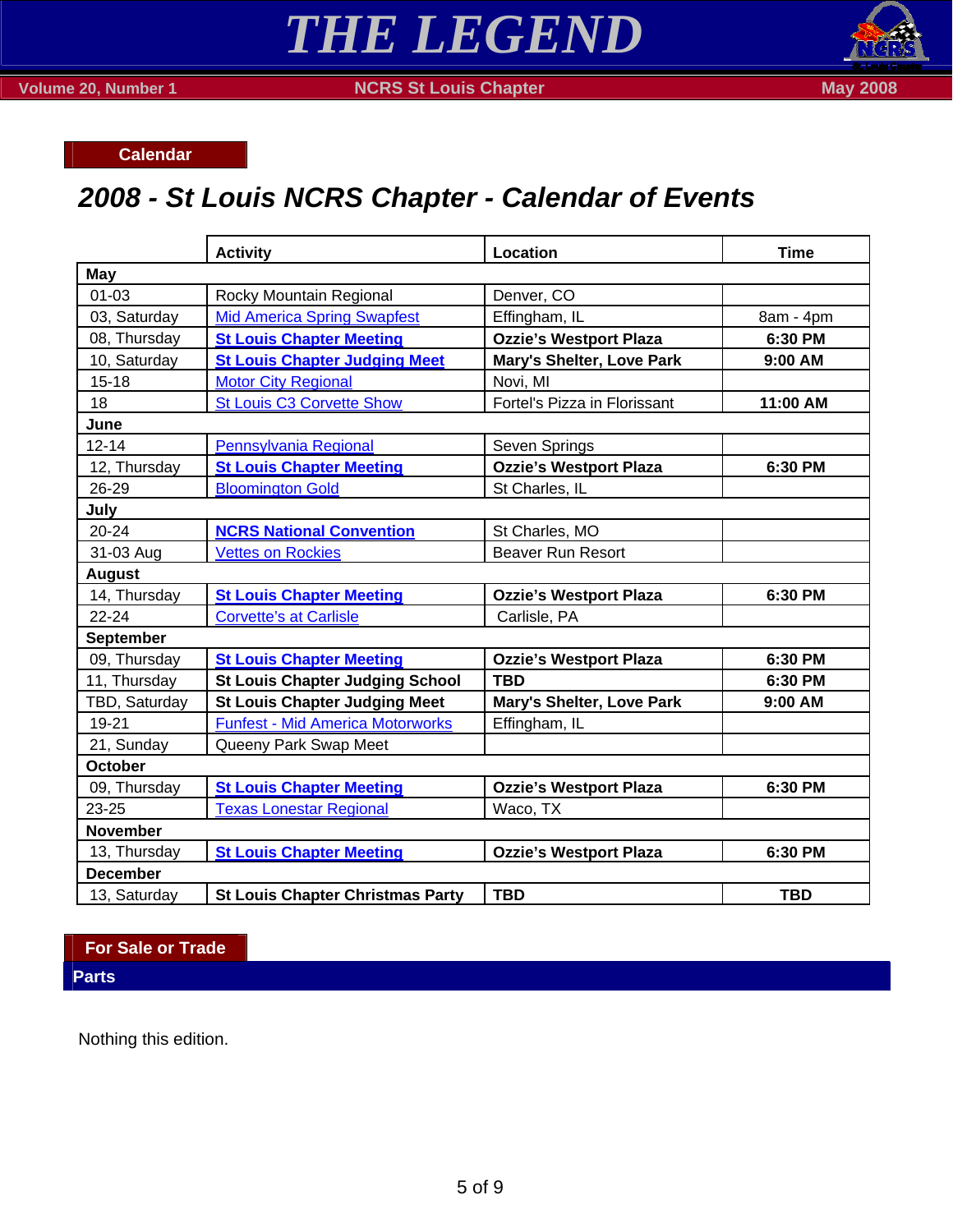## Calendar

# 2008 - St Louis NCRS Chapter - Calendar of Events

| | Activity | Location | Time |
|---|---|---|---|
| **May** | | | |
| 01-03 | Rocky Mountain Regional | Denver, CO | |
| 03, Saturday | Mid America Spring Swapfest | Effingham, IL | 8am - 4pm |
| 08, Thursday | **St Louis Chapter Meeting** | **Ozzie's Westport Plaza** | **6:30 PM** |
| 10, Saturday | **St Louis Chapter Judging Meet** | **Mary's Shelter, Love Park** | **9:00 AM** |
| 15-18 | Motor City Regional | Novi, MI | |
| 18 | St Louis C3 Corvette Show | Fortel's Pizza in Florissant | **11:00 AM** |
| **June** | | | |
| 12-14 | Pennsylvania Regional | Seven Springs | |
| 12, Thursday | **St Louis Chapter Meeting** | **Ozzie's Westport Plaza** | **6:30 PM** |
| 26-29 | Bloomington Gold | St Charles, IL | |
| **July** | | | |
| 20-24 | **NCRS National Convention** | St Charles, MO | |
| 31-03 Aug | Vettes on Rockies | Beaver Run Resort | |
| **August** | | | |
| 14, Thursday | **St Louis Chapter Meeting** | **Ozzie's Westport Plaza** | **6:30 PM** |
| 22-24 | Corvette's at Carlisle | Carlisle, PA | |
| **September** | | | |
| 09, Thursday | **St Louis Chapter Meeting** | **Ozzie's Westport Plaza** | **6:30 PM** |
| 11, Thursday | **St Louis Chapter Judging School** | **TBD** | **6:30 PM** |
| TBD, Saturday | **St Louis Chapter Judging Meet** | **Mary's Shelter, Love Park** | **9:00 AM** |
| 19-21 | Funfest - Mid America Motorworks | Effingham, IL | |
| 21, Sunday | Queeny Park Swap Meet | | |
| **October** | | | |
| 09, Thursday | **St Louis Chapter Meeting** | **Ozzie's Westport Plaza** | **6:30 PM** |
| 23-25 | Texas Lonestar Regional | Waco, TX | |
| **November** | | | |
| 13, Thursday | **St Louis Chapter Meeting** | **Ozzie's Westport Plaza** | **6:30 PM** |
| **December** | | | |
| 13, Saturday | **St Louis Chapter Christmas Party** | **TBD** | **TBD** |

## For Sale or Trade

### Parts

Nothing this edition.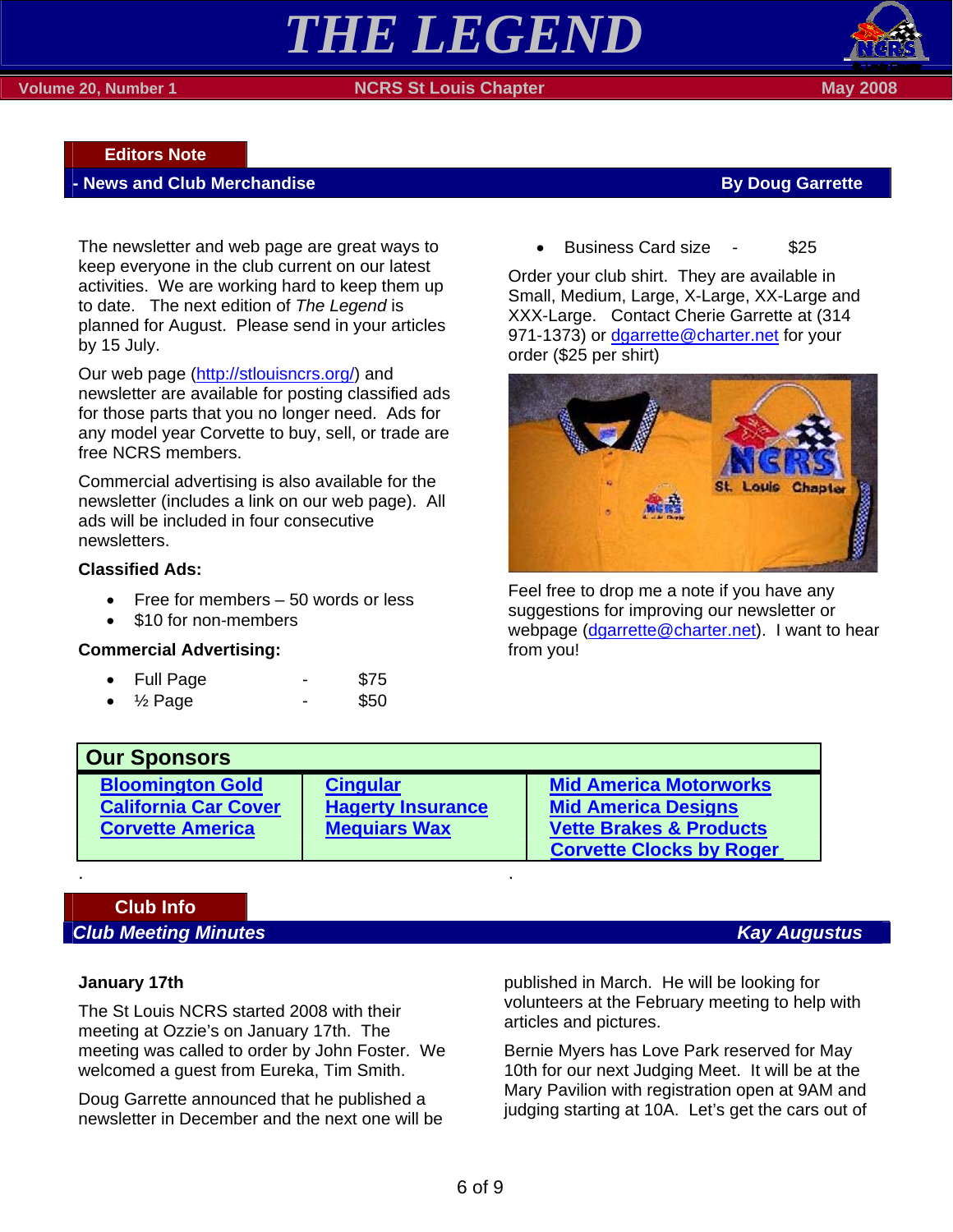# THE LEGEND

Volume 20, Number 1 — NCRS St Louis Chapter — May 2008

## Editors Note

### - News and Club Merchandise — By Doug Garrette

The newsletter and web page are great ways to keep everyone in the club current on our latest activities. We are working hard to keep them up to date. The next edition of *The Legend* is planned for August. Please send in your articles by 15 July.

Our web page (http://stlouisncrs.org/) and newsletter are available for posting classified ads for those parts that you no longer need. Ads for any model year Corvette to buy, sell, or trade are free NCRS members.

Commercial advertising is also available for the newsletter (includes a link on our web page). All ads will be included in four consecutive newsletters.

**Classified Ads:**

- Free for members – 50 words or less
- $10 for non-members

**Commercial Advertising:**

- Full Page - $75
- ½ Page - $50
- Business Card size - $25

Order your club shirt. They are available in Small, Medium, Large, X-Large, XX-Large and XXX-Large. Contact Cherie Garrette at (314 971-1373) or dgarrette@charter.net for your order ($25 per shirt)

Feel free to drop me a note if you have any suggestions for improving our newsletter or webpage (dgarrette@charter.net). I want to hear from you!

## Our Sponsors

| | | |
|---|---|---|
| **Bloomington Gold** | **Cingular** | **Mid America Motorworks** |
| **California Car Cover** | **Hagerty Insurance** | **Mid America Designs** |
| **Corvette America** | **Mequiars Wax** | **Vette Brakes & Products** |
| | | **Corvette Clocks by Roger** |

## Club Info

### *Club Meeting Minutes* — *Kay Augustus*

**January 17th**

The St Louis NCRS started 2008 with their meeting at Ozzie's on January 17th. The meeting was called to order by John Foster. We welcomed a guest from Eureka, Tim Smith.

Doug Garrette announced that he published a newsletter in December and the next one will be published in March. He will be looking for volunteers at the February meeting to help with articles and pictures.

Bernie Myers has Love Park reserved for May 10th for our next Judging Meet. It will be at the Mary Pavilion with registration open at 9AM and judging starting at 10A. Let's get the cars out of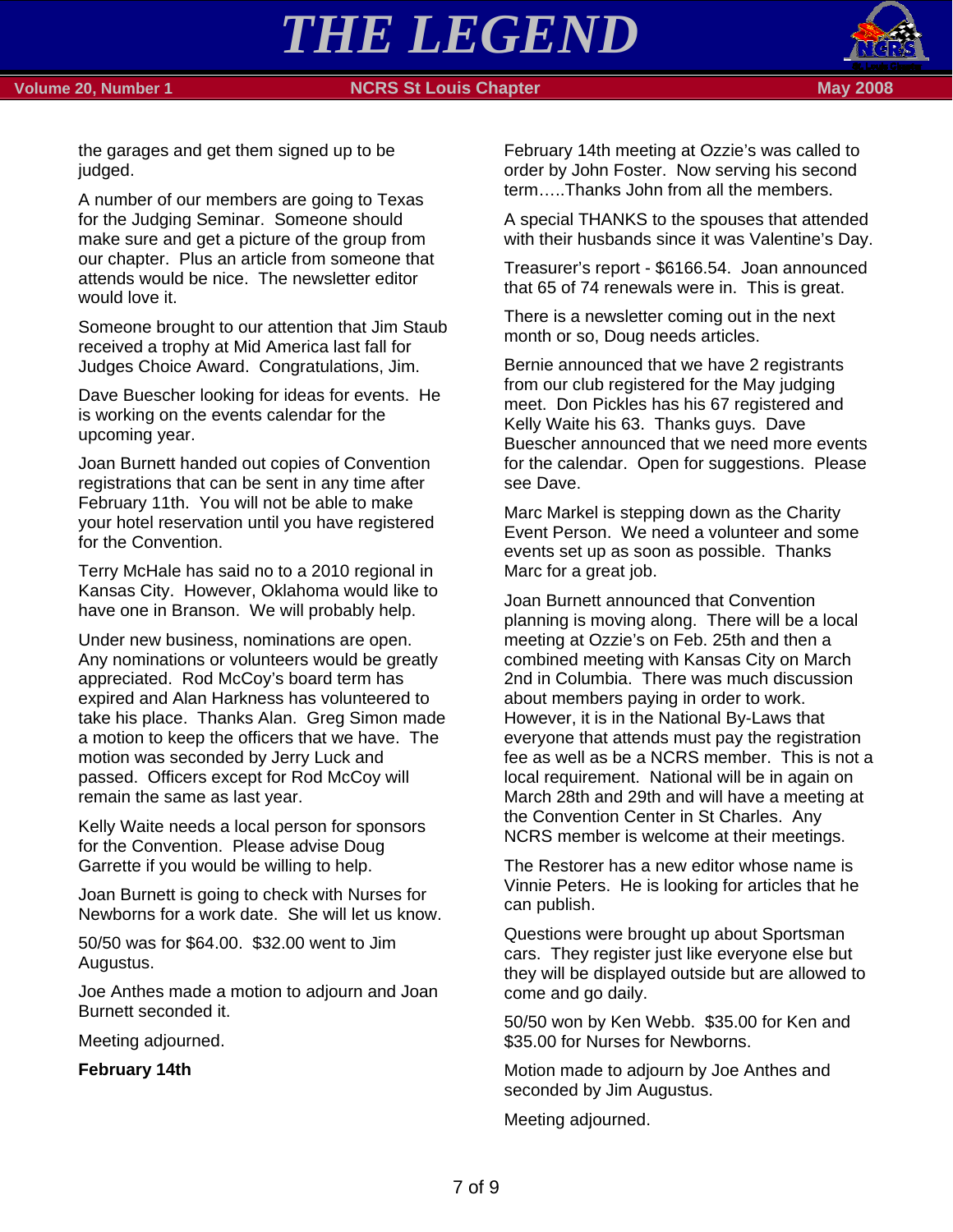the garages and get them signed up to be judged.

A number of our members are going to Texas for the Judging Seminar. Someone should make sure and get a picture of the group from our chapter. Plus an article from someone that attends would be nice. The newsletter editor would love it.

Someone brought to our attention that Jim Staub received a trophy at Mid America last fall for Judges Choice Award. Congratulations, Jim.

Dave Buescher looking for ideas for events. He is working on the events calendar for the upcoming year.

Joan Burnett handed out copies of Convention registrations that can be sent in any time after February 11th. You will not be able to make your hotel reservation until you have registered for the Convention.

Terry McHale has said no to a 2010 regional in Kansas City. However, Oklahoma would like to have one in Branson. We will probably help.

Under new business, nominations are open. Any nominations or volunteers would be greatly appreciated. Rod McCoy's board term has expired and Alan Harkness has volunteered to take his place. Thanks Alan. Greg Simon made a motion to keep the officers that we have. The motion was seconded by Jerry Luck and passed. Officers except for Rod McCoy will remain the same as last year.

Kelly Waite needs a local person for sponsors for the Convention. Please advise Doug Garrette if you would be willing to help.

Joan Burnett is going to check with Nurses for Newborns for a work date. She will let us know.

50/50 was for $64.00. $32.00 went to Jim Augustus.

Joe Anthes made a motion to adjourn and Joan Burnett seconded it.

Meeting adjourned.

**February 14th**

February 14th meeting at Ozzie's was called to order by John Foster. Now serving his second term…..Thanks John from all the members.

A special THANKS to the spouses that attended with their husbands since it was Valentine's Day.

Treasurer's report - $6166.54. Joan announced that 65 of 74 renewals were in. This is great.

There is a newsletter coming out in the next month or so, Doug needs articles.

Bernie announced that we have 2 registrants from our club registered for the May judging meet. Don Pickles has his 67 registered and Kelly Waite his 63. Thanks guys. Dave Buescher announced that we need more events for the calendar. Open for suggestions. Please see Dave.

Marc Markel is stepping down as the Charity Event Person. We need a volunteer and some events set up as soon as possible. Thanks Marc for a great job.

Joan Burnett announced that Convention planning is moving along. There will be a local meeting at Ozzie's on Feb. 25th and then a combined meeting with Kansas City on March 2nd in Columbia. There was much discussion about members paying in order to work. However, it is in the National By-Laws that everyone that attends must pay the registration fee as well as be a NCRS member. This is not a local requirement. National will be in again on March 28th and 29th and will have a meeting at the Convention Center in St Charles. Any NCRS member is welcome at their meetings.

The Restorer has a new editor whose name is Vinnie Peters. He is looking for articles that he can publish.

Questions were brought up about Sportsman cars. They register just like everyone else but they will be displayed outside but are allowed to come and go daily.

50/50 won by Ken Webb. $35.00 for Ken and $35.00 for Nurses for Newborns.

Motion made to adjourn by Joe Anthes and seconded by Jim Augustus.

Meeting adjourned.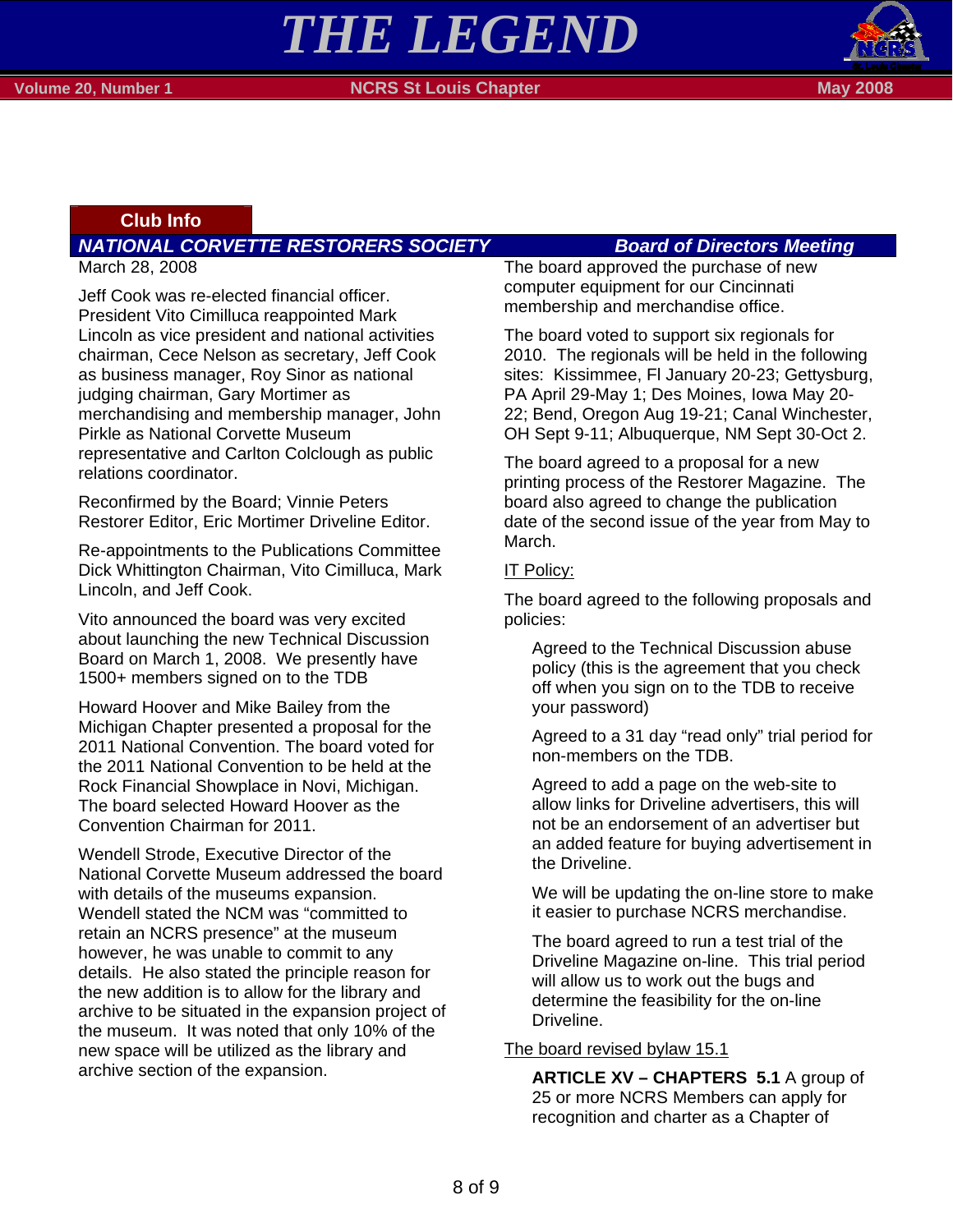## Club Info

### *NATIONAL CORVETTE RESTORERS SOCIETY — Board of Directors Meeting*

March 28, 2008

Jeff Cook was re-elected financial officer. President Vito Cimilluca reappointed Mark Lincoln as vice president and national activities chairman, Cece Nelson as secretary, Jeff Cook as business manager, Roy Sinor as national judging chairman, Gary Mortimer as merchandising and membership manager, John Pirkle as National Corvette Museum representative and Carlton Colclough as public relations coordinator.

Reconfirmed by the Board; Vinnie Peters Restorer Editor, Eric Mortimer Driveline Editor.

Re-appointments to the Publications Committee Dick Whittington Chairman, Vito Cimilluca, Mark Lincoln, and Jeff Cook.

Vito announced the board was very excited about launching the new Technical Discussion Board on March 1, 2008. We presently have 1500+ members signed on to the TDB

Howard Hoover and Mike Bailey from the Michigan Chapter presented a proposal for the 2011 National Convention. The board voted for the 2011 National Convention to be held at the Rock Financial Showplace in Novi, Michigan. The board selected Howard Hoover as the Convention Chairman for 2011.

Wendell Strode, Executive Director of the National Corvette Museum addressed the board with details of the museums expansion. Wendell stated the NCM was "committed to retain an NCRS presence" at the museum however, he was unable to commit to any details. He also stated the principle reason for the new addition is to allow for the library and archive to be situated in the expansion project of the museum. It was noted that only 10% of the new space will be utilized as the library and archive section of the expansion.

The board approved the purchase of new computer equipment for our Cincinnati membership and merchandise office.

The board voted to support six regionals for 2010. The regionals will be held in the following sites: Kissimmee, Fl January 20-23; Gettysburg, PA April 29-May 1; Des Moines, Iowa May 20-22; Bend, Oregon Aug 19-21; Canal Winchester, OH Sept 9-11; Albuquerque, NM Sept 30-Oct 2.

The board agreed to a proposal for a new printing process of the Restorer Magazine. The board also agreed to change the publication date of the second issue of the year from May to March.

<u>IT Policy:</u>

The board agreed to the following proposals and policies:

> Agreed to the Technical Discussion abuse policy (this is the agreement that you check off when you sign on to the TDB to receive your password)
>
> Agreed to a 31 day "read only" trial period for non-members on the TDB.
>
> Agreed to add a page on the web-site to allow links for Driveline advertisers, this will not be an endorsement of an advertiser but an added feature for buying advertisement in the Driveline.
>
> We will be updating the on-line store to make it easier to purchase NCRS merchandise.
>
> The board agreed to run a test trial of the Driveline Magazine on-line. This trial period will allow us to work out the bugs and determine the feasibility for the on-line Driveline.

<u>The board revised bylaw 15.1</u>

> **ARTICLE XV – CHAPTERS 5.1** A group of 25 or more NCRS Members can apply for recognition and charter as a Chapter of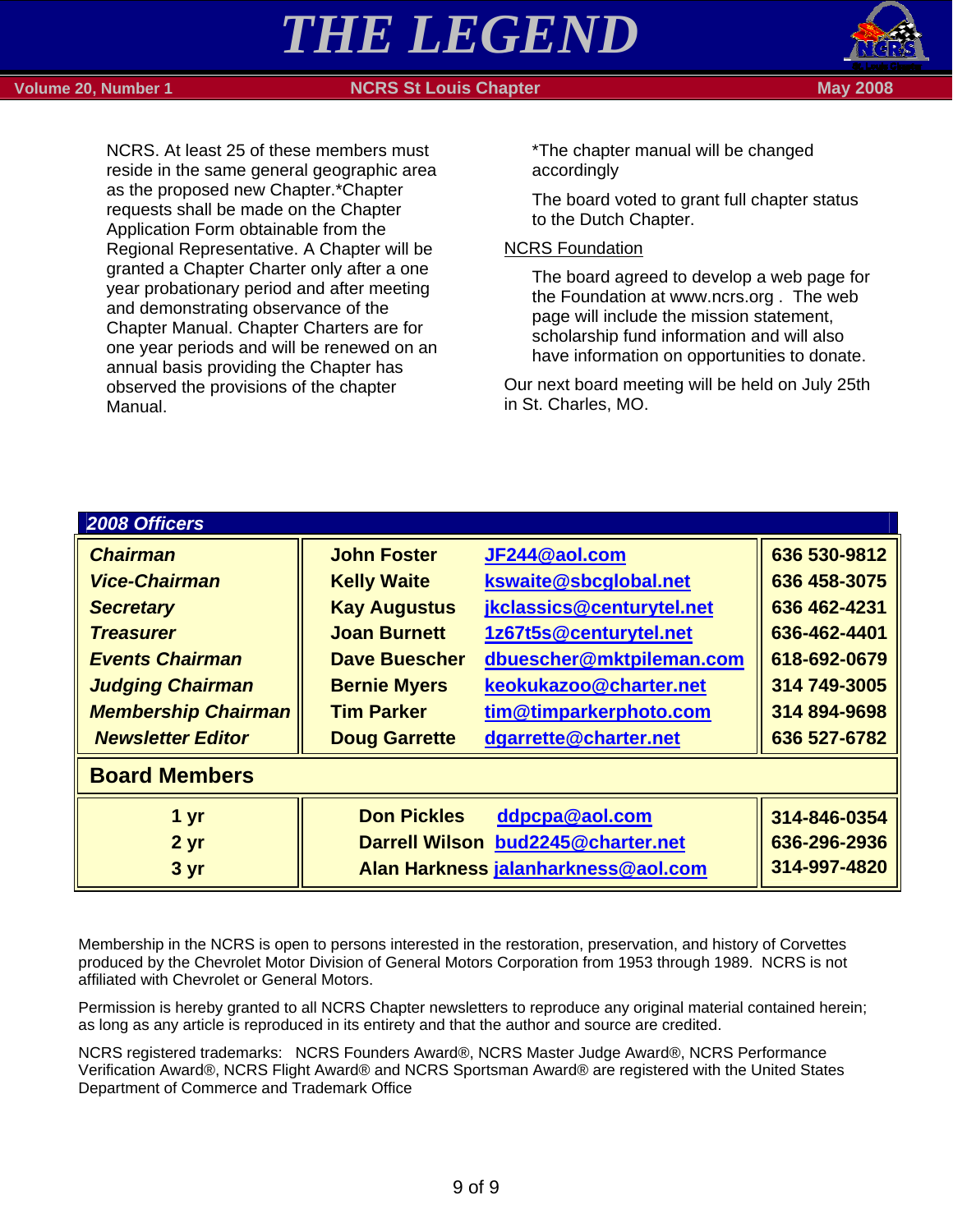NCRS. At least 25 of these members must reside in the same general geographic area as the proposed new Chapter.*Chapter requests shall be made on the Chapter Application Form obtainable from the Regional Representative. A Chapter will be granted a Chapter Charter only after a one year probationary period and after meeting and demonstrating observance of the Chapter Manual. Chapter Charters are for one year periods and will be renewed on an annual basis providing the Chapter has observed the provisions of the chapter Manual.

*The chapter manual will be changed accordingly

The board voted to grant full chapter status to the Dutch Chapter.

NCRS Foundation

The board agreed to develop a web page for the Foundation at www.ncrs.org . The web page will include the mission statement, scholarship fund information and will also have information on opportunities to donate.

Our next board meeting will be held on July 25th in St. Charles, MO.

## 2008 Officers

| | | | |
|---|---|---|---|
| ***Chairman*** | **John Foster** | **JF244@aol.com** | **636 530-9812** |
| ***Vice-Chairman*** | **Kelly Waite** | **kswaite@sbcglobal.net** | **636 458-3075** |
| ***Secretary*** | **Kay Augustus** | **jkclassics@centurytel.net** | **636 462-4231** |
| ***Treasurer*** | **Joan Burnett** | **1z67t5s@centurytel.net** | **636-462-4401** |
| ***Events Chairman*** | **Dave Buescher** | **dbuescher@mktpileman.com** | **618-692-0679** |
| ***Judging Chairman*** | **Bernie Myers** | **keokukazoo@charter.net** | **314 749-3005** |
| ***Membership Chairman*** | **Tim Parker** | **tim@timparkerphoto.com** | **314 894-9698** |
| ***Newsletter Editor*** | **Doug Garrette** | **dgarrette@charter.net** | **636 527-6782** |

## Board Members

| | | | |
|---|---|---|---|
| **1 yr** | **Don Pickles** | **ddpcpa@aol.com** | **314-846-0354** |
| **2 yr** | **Darrell Wilson** | **bud2245@charter.net** | **636-296-2936** |
| **3 yr** | **Alan Harkness** | **jalanharkness@aol.com** | **314-997-4820** |

Membership in the NCRS is open to persons interested in the restoration, preservation, and history of Corvettes produced by the Chevrolet Motor Division of General Motors Corporation from 1953 through 1989. NCRS is not affiliated with Chevrolet or General Motors.

Permission is hereby granted to all NCRS Chapter newsletters to reproduce any original material contained herein; as long as any article is reproduced in its entirety and that the author and source are credited.

NCRS registered trademarks: NCRS Founders Award®, NCRS Master Judge Award®, NCRS Performance Verification Award®, NCRS Flight Award® and NCRS Sportsman Award® are registered with the United States Department of Commerce and Trademark Office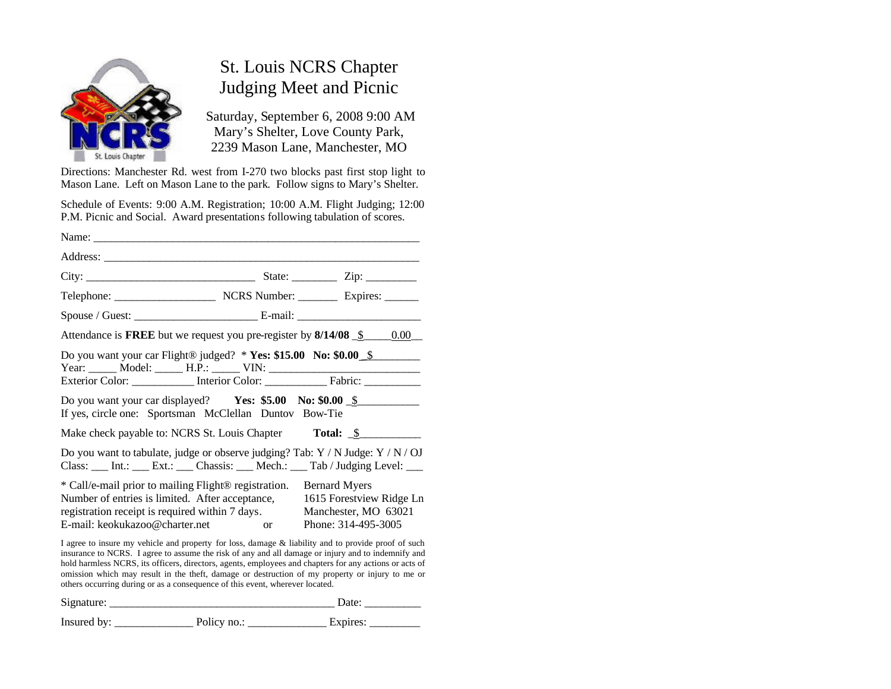# St. Louis NCRS Chapter Judging Meet and Picnic

Saturday, September 6, 2008 9:00 AM
Mary's Shelter, Love County Park,
2239 Mason Lane, Manchester, MO

Directions: Manchester Rd. west from I-270 two blocks past first stop light to Mason Lane. Left on Mason Lane to the park. Follow signs to Mary's Shelter.

Schedule of Events: 9:00 A.M. Registration; 10:00 A.M. Flight Judging; 12:00 P.M. Picnic and Social. Award presentations following tabulation of scores.

Name: ___________________________________________________________

Address: _________________________________________________________

City: ______________________________ State: ________ Zip: _________

Telephone: __________________ NCRS Number: _______ Expires: ______

Spouse / Guest: ______________________ E-mail: ______________________

Attendance is **FREE** but we request you pre-register by **8/14/08** _$_____0.00__

Do you want your car Flight® judged? * **Yes: $15.00 No: $0.00** _$_________
Year: _____ Model: _____ H.P.: _____ VIN: ___________________________
Exterior Color: ___________ Interior Color: ___________ Fabric: __________

Do you want your car displayed? **Yes: $5.00 No: $0.00** _$___________
If yes, circle one: Sportsman McClellan Duntov Bow-Tie

Make check payable to: NCRS St. Louis Chapter **Total:** _$___________

Do you want to tabulate, judge or observe judging? Tab: Y / N Judge: Y / N / OJ
Class: ___ Int.: ___ Ext.: ___ Chassis: ___ Mech.: ___ Tab / Judging Level: ___

* Call/e-mail prior to mailing Flight® registration. Number of entries is limited. After acceptance, registration receipt is required within 7 days.
E-mail: keokukazoo@charter.net or

Bernard Myers
1615 Forestview Ridge Ln
Manchester, MO 63021
Phone: 314-495-3005

I agree to insure my vehicle and property for loss, damage & liability and to provide proof of such insurance to NCRS. I agree to assume the risk of any and all damage or injury and to indemnify and hold harmless NCRS, its officers, directors, agents, employees and chapters for any actions or acts of omission which may result in the theft, damage or destruction of my property or injury to me or others occurring during or as a consequence of this event, wherever located.

Signature: ________________________________________ Date: __________

Insured by: ______________ Policy no.: ______________ Expires: _________